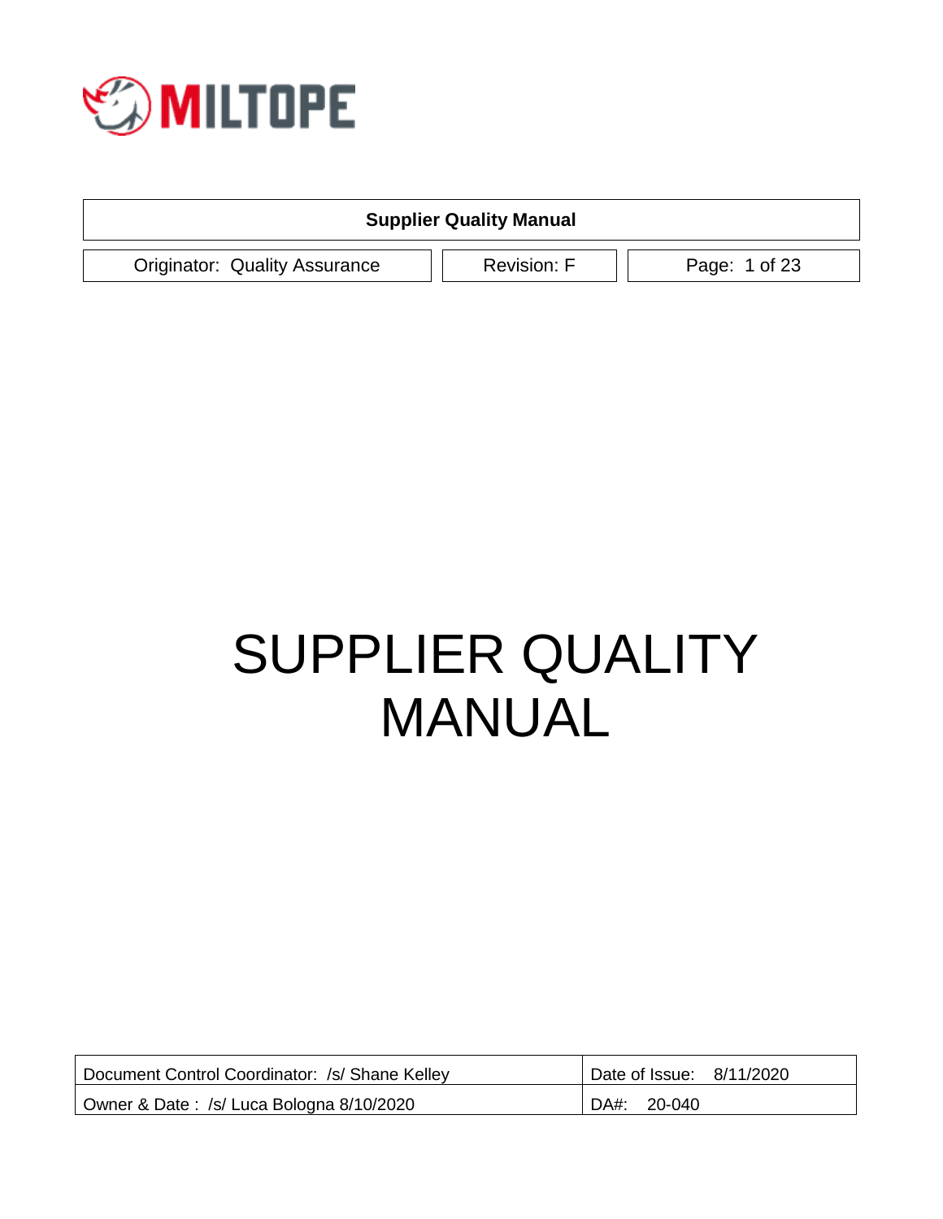MILTOPE

| Supplier Quality Manual | | |
|---|---|---|
| Originator: Quality Assurance | Revision: F | Page: 1 of 23 |

# SUPPLIER QUALITY MANUAL

| Document Control Coordinator: /s/ Shane Kelley | Date of Issue: 8/11/2020 |
|---|---|
| Owner & Date : /s/ Luca Bologna 8/10/2020 | DA#: 20-040 |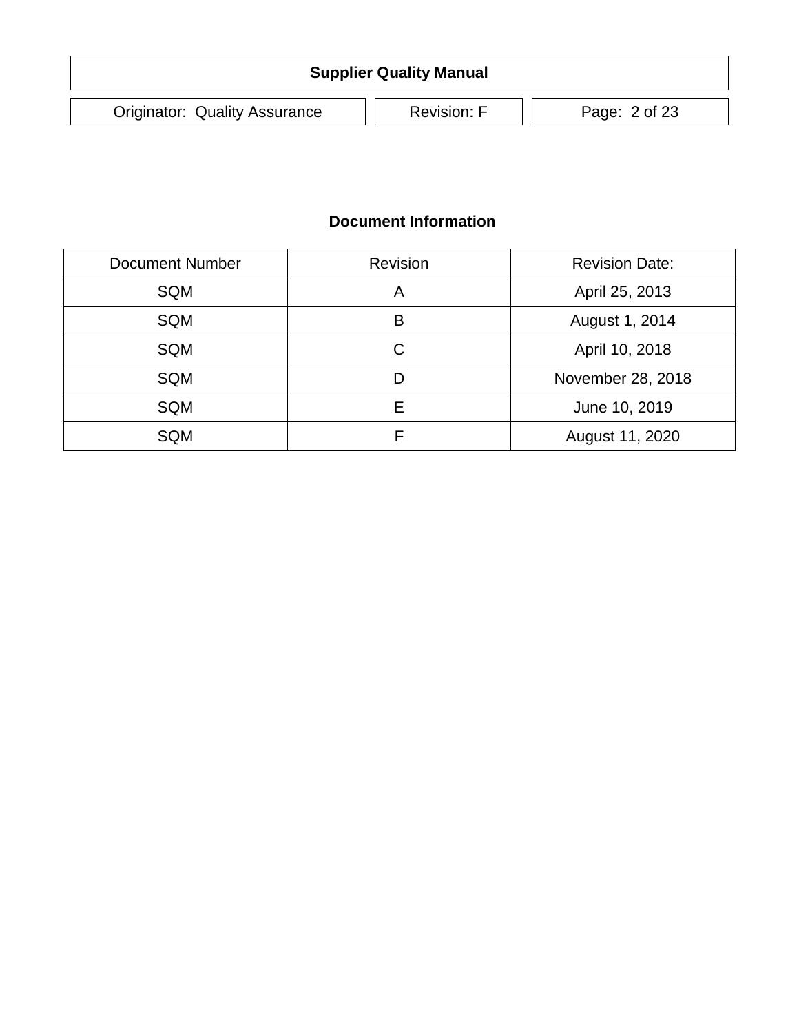## Document Information

| Document Number | Revision | Revision Date: |
| --- | --- | --- |
| SQM | A | April 25, 2013 |
| SQM | B | August 1, 2014 |
| SQM | C | April 10, 2018 |
| SQM | D | November 28, 2018 |
| SQM | E | June 10, 2019 |
| SQM | F | August 11, 2020 |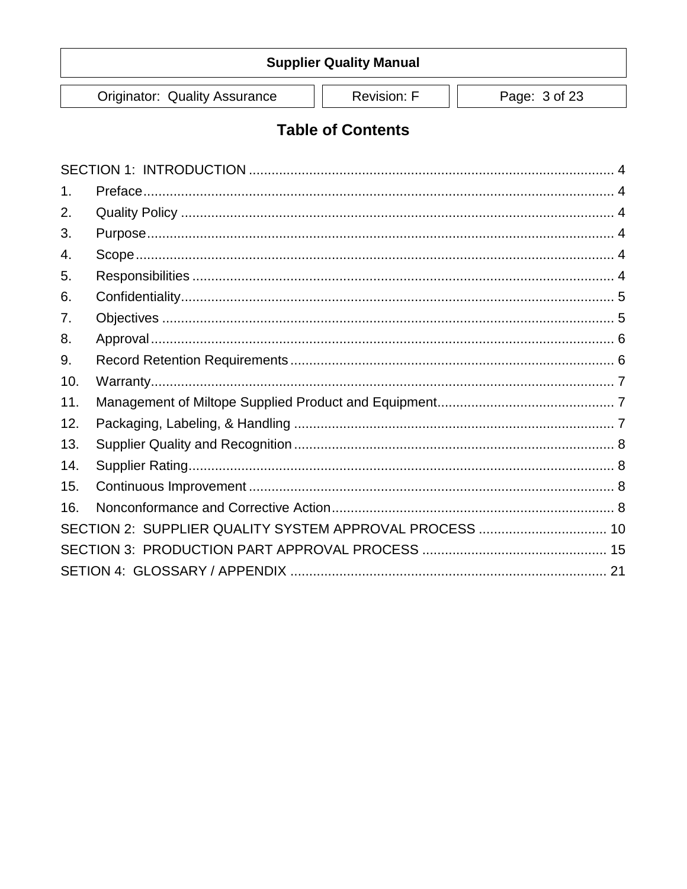## Table of Contents

SECTION 1: INTRODUCTION ..... 4

1. Preface ..... 4
2. Quality Policy ..... 4
3. Purpose ..... 4
4. Scope ..... 4
5. Responsibilities ..... 4
6. Confidentiality ..... 5
7. Objectives ..... 5
8. Approval ..... 6
9. Record Retention Requirements ..... 6
10. Warranty ..... 7
11. Management of Miltope Supplied Product and Equipment ..... 7
12. Packaging, Labeling, & Handling ..... 7
13. Supplier Quality and Recognition ..... 8
14. Supplier Rating ..... 8
15. Continuous Improvement ..... 8
16. Nonconformance and Corrective Action ..... 8

SECTION 2: SUPPLIER QUALITY SYSTEM APPROVAL PROCESS ..... 10

SECTION 3: PRODUCTION PART APPROVAL PROCESS ..... 15

SETION 4: GLOSSARY / APPENDIX ..... 21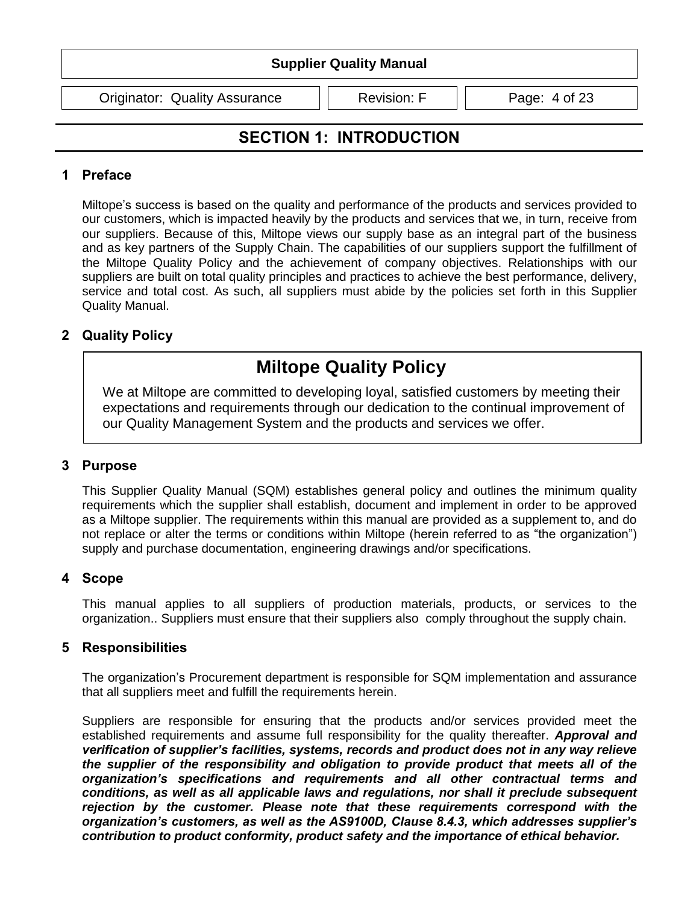# SECTION 1: INTRODUCTION

## 1 Preface

Miltope's success is based on the quality and performance of the products and services provided to our customers, which is impacted heavily by the products and services that we, in turn, receive from our suppliers. Because of this, Miltope views our supply base as an integral part of the business and as key partners of the Supply Chain. The capabilities of our suppliers support the fulfillment of the Miltope Quality Policy and the achievement of company objectives. Relationships with our suppliers are built on total quality principles and practices to achieve the best performance, delivery, service and total cost. As such, all suppliers must abide by the policies set forth in this Supplier Quality Manual.

## 2 Quality Policy

**Miltope Quality Policy**

We at Miltope are committed to developing loyal, satisfied customers by meeting their expectations and requirements through our dedication to the continual improvement of our Quality Management System and the products and services we offer.

## 3 Purpose

This Supplier Quality Manual (SQM) establishes general policy and outlines the minimum quality requirements which the supplier shall establish, document and implement in order to be approved as a Miltope supplier. The requirements within this manual are provided as a supplement to, and do not replace or alter the terms or conditions within Miltope (herein referred to as "the organization") supply and purchase documentation, engineering drawings and/or specifications.

## 4 Scope

This manual applies to all suppliers of production materials, products, or services to the organization.. Suppliers must ensure that their suppliers also comply throughout the supply chain.

## 5 Responsibilities

The organization's Procurement department is responsible for SQM implementation and assurance that all suppliers meet and fulfill the requirements herein.

Suppliers are responsible for ensuring that the products and/or services provided meet the established requirements and assume full responsibility for the quality thereafter. ***Approval and verification of supplier's facilities, systems, records and product does not in any way relieve the supplier of the responsibility and obligation to provide product that meets all of the organization's specifications and requirements and all other contractual terms and conditions, as well as all applicable laws and regulations, nor shall it preclude subsequent rejection by the customer. Please note that these requirements correspond with the organization's customers, as well as the AS9100D, Clause 8.4.3, which addresses supplier's contribution to product conformity, product safety and the importance of ethical behavior.***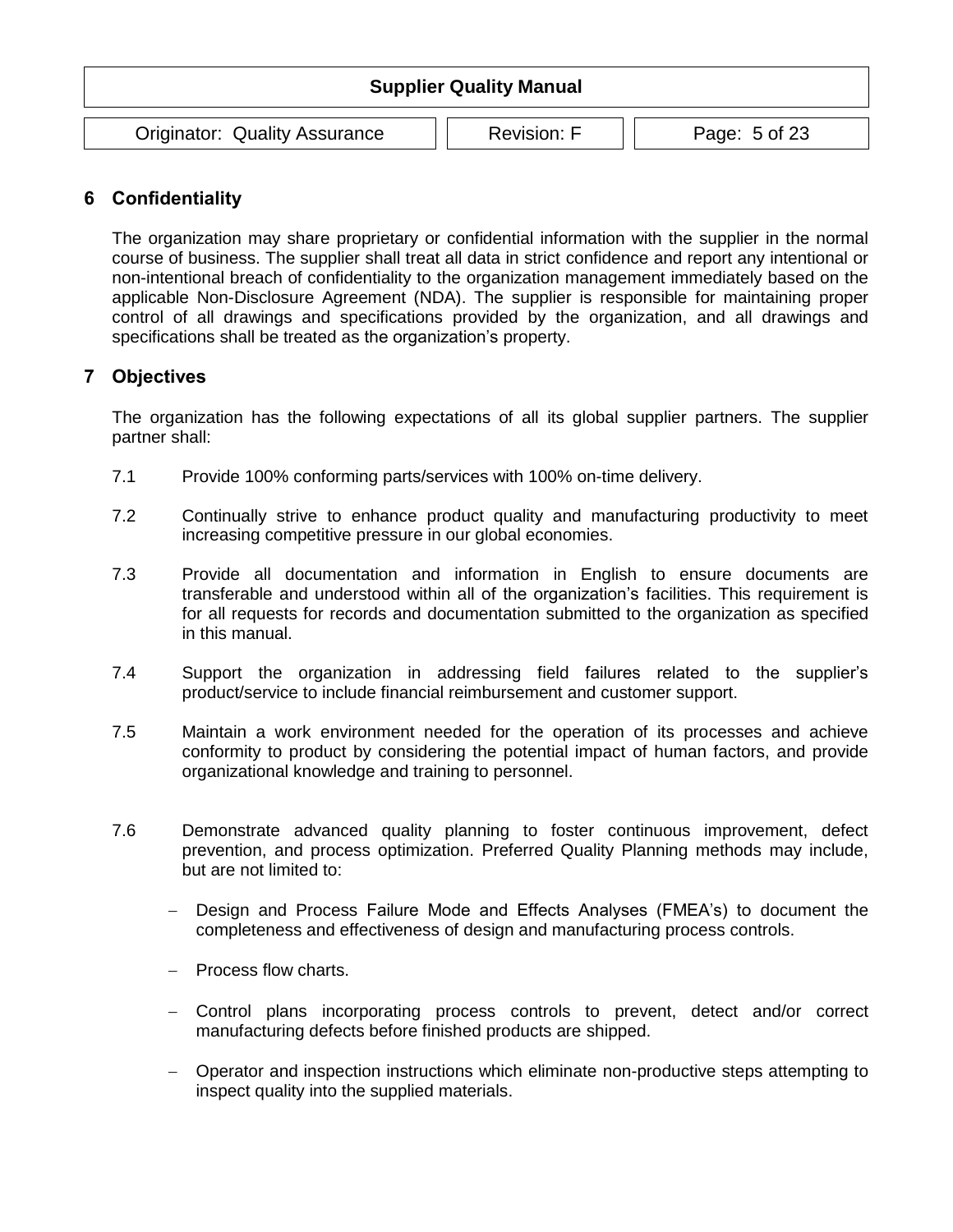## 6 Confidentiality

The organization may share proprietary or confidential information with the supplier in the normal course of business. The supplier shall treat all data in strict confidence and report any intentional or non-intentional breach of confidentiality to the organization management immediately based on the applicable Non-Disclosure Agreement (NDA). The supplier is responsible for maintaining proper control of all drawings and specifications provided by the organization, and all drawings and specifications shall be treated as the organization's property.

## 7 Objectives

The organization has the following expectations of all its global supplier partners. The supplier partner shall:

7.1 Provide 100% conforming parts/services with 100% on-time delivery.

7.2 Continually strive to enhance product quality and manufacturing productivity to meet increasing competitive pressure in our global economies.

7.3 Provide all documentation and information in English to ensure documents are transferable and understood within all of the organization's facilities. This requirement is for all requests for records and documentation submitted to the organization as specified in this manual.

7.4 Support the organization in addressing field failures related to the supplier's product/service to include financial reimbursement and customer support.

7.5 Maintain a work environment needed for the operation of its processes and achieve conformity to product by considering the potential impact of human factors, and provide organizational knowledge and training to personnel.

7.6 Demonstrate advanced quality planning to foster continuous improvement, defect prevention, and process optimization. Preferred Quality Planning methods may include, but are not limited to:

- Design and Process Failure Mode and Effects Analyses (FMEA's) to document the completeness and effectiveness of design and manufacturing process controls.
- Process flow charts.
- Control plans incorporating process controls to prevent, detect and/or correct manufacturing defects before finished products are shipped.
- Operator and inspection instructions which eliminate non-productive steps attempting to inspect quality into the supplied materials.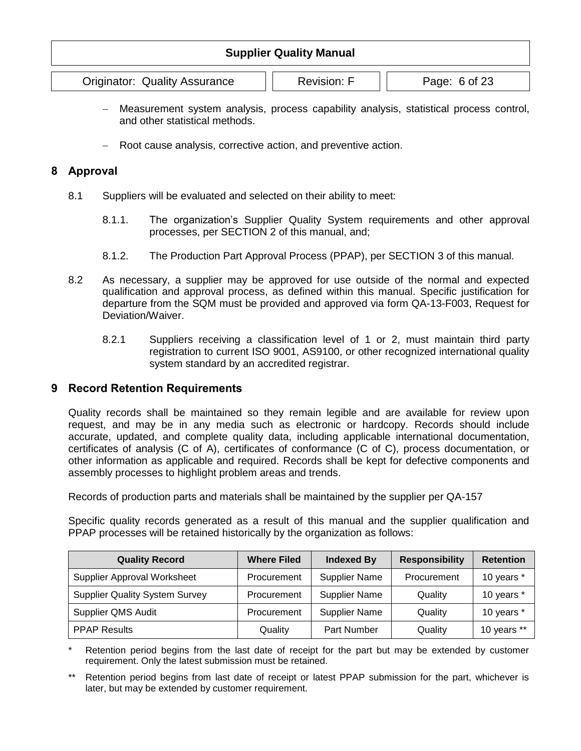- Measurement system analysis, process capability analysis, statistical process control, and other statistical methods.
- Root cause analysis, corrective action, and preventive action.

## 8 Approval

8.1 Suppliers will be evaluated and selected on their ability to meet:

8.1.1. The organization's Supplier Quality System requirements and other approval processes, per SECTION 2 of this manual, and;

8.1.2. The Production Part Approval Process (PPAP), per SECTION 3 of this manual.

8.2 As necessary, a supplier may be approved for use outside of the normal and expected qualification and approval process, as defined within this manual. Specific justification for departure from the SQM must be provided and approved via form QA-13-F003, Request for Deviation/Waiver.

8.2.1 Suppliers receiving a classification level of 1 or 2, must maintain third party registration to current ISO 9001, AS9100, or other recognized international quality system standard by an accredited registrar.

## 9 Record Retention Requirements

Quality records shall be maintained so they remain legible and are available for review upon request, and may be in any media such as electronic or hardcopy. Records should include accurate, updated, and complete quality data, including applicable international documentation, certificates of analysis (C of A), certificates of conformance (C of C), process documentation, or other information as applicable and required. Records shall be kept for defective components and assembly processes to highlight problem areas and trends.

Records of production parts and materials shall be maintained by the supplier per QA-157

Specific quality records generated as a result of this manual and the supplier qualification and PPAP processes will be retained historically by the organization as follows:

| Quality Record | Where Filed | Indexed By | Responsibility | Retention |
|---|---|---|---|---|
| Supplier Approval Worksheet | Procurement | Supplier Name | Procurement | 10 years * |
| Supplier Quality System Survey | Procurement | Supplier Name | Quality | 10 years * |
| Supplier QMS Audit | Procurement | Supplier Name | Quality | 10 years * |
| PPAP Results | Quality | Part Number | Quality | 10 years ** |

\* Retention period begins from the last date of receipt for the part but may be extended by customer requirement. Only the latest submission must be retained.

\** Retention period begins from last date of receipt or latest PPAP submission for the part, whichever is later, but may be extended by customer requirement.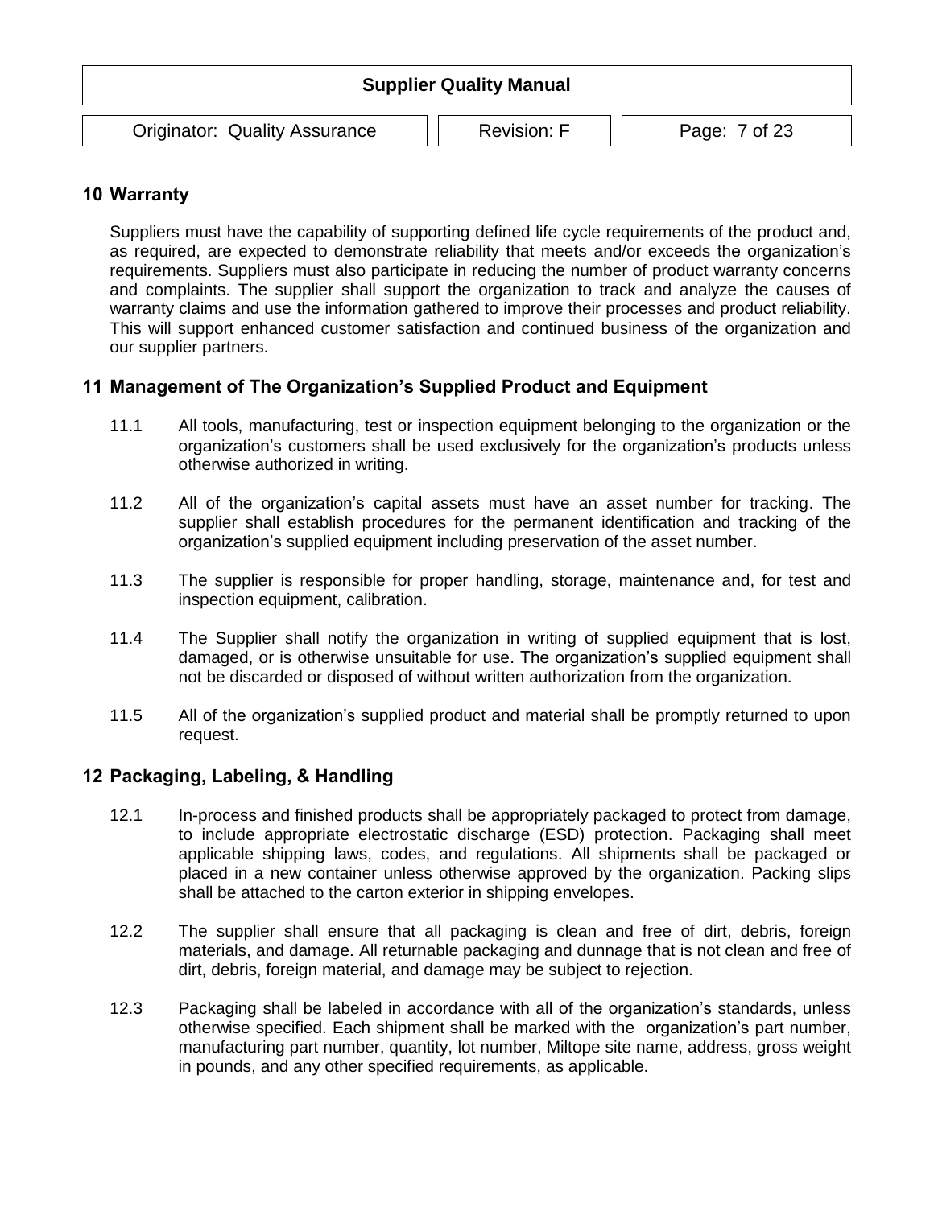## 10 Warranty

Suppliers must have the capability of supporting defined life cycle requirements of the product and, as required, are expected to demonstrate reliability that meets and/or exceeds the organization's requirements. Suppliers must also participate in reducing the number of product warranty concerns and complaints. The supplier shall support the organization to track and analyze the causes of warranty claims and use the information gathered to improve their processes and product reliability. This will support enhanced customer satisfaction and continued business of the organization and our supplier partners.

## 11 Management of The Organization's Supplied Product and Equipment

11.1 All tools, manufacturing, test or inspection equipment belonging to the organization or the organization's customers shall be used exclusively for the organization's products unless otherwise authorized in writing.

11.2 All of the organization's capital assets must have an asset number for tracking. The supplier shall establish procedures for the permanent identification and tracking of the organization's supplied equipment including preservation of the asset number.

11.3 The supplier is responsible for proper handling, storage, maintenance and, for test and inspection equipment, calibration.

11.4 The Supplier shall notify the organization in writing of supplied equipment that is lost, damaged, or is otherwise unsuitable for use. The organization's supplied equipment shall not be discarded or disposed of without written authorization from the organization.

11.5 All of the organization's supplied product and material shall be promptly returned to upon request.

## 12 Packaging, Labeling, & Handling

12.1 In-process and finished products shall be appropriately packaged to protect from damage, to include appropriate electrostatic discharge (ESD) protection. Packaging shall meet applicable shipping laws, codes, and regulations. All shipments shall be packaged or placed in a new container unless otherwise approved by the organization. Packing slips shall be attached to the carton exterior in shipping envelopes.

12.2 The supplier shall ensure that all packaging is clean and free of dirt, debris, foreign materials, and damage. All returnable packaging and dunnage that is not clean and free of dirt, debris, foreign material, and damage may be subject to rejection.

12.3 Packaging shall be labeled in accordance with all of the organization's standards, unless otherwise specified. Each shipment shall be marked with the organization's part number, manufacturing part number, quantity, lot number, Miltope site name, address, gross weight in pounds, and any other specified requirements, as applicable.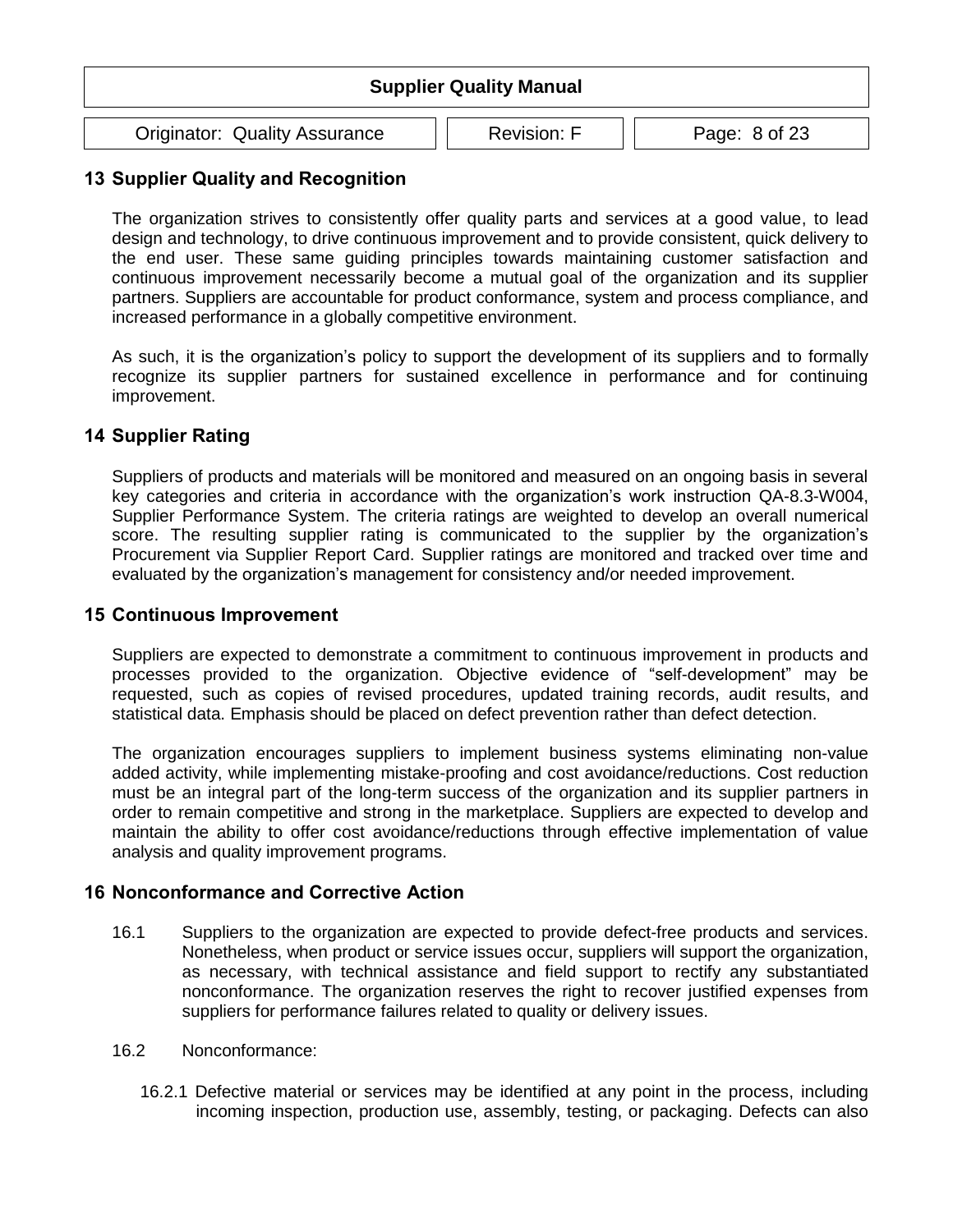## 13 Supplier Quality and Recognition

The organization strives to consistently offer quality parts and services at a good value, to lead design and technology, to drive continuous improvement and to provide consistent, quick delivery to the end user. These same guiding principles towards maintaining customer satisfaction and continuous improvement necessarily become a mutual goal of the organization and its supplier partners. Suppliers are accountable for product conformance, system and process compliance, and increased performance in a globally competitive environment.

As such, it is the organization's policy to support the development of its suppliers and to formally recognize its supplier partners for sustained excellence in performance and for continuing improvement.

## 14 Supplier Rating

Suppliers of products and materials will be monitored and measured on an ongoing basis in several key categories and criteria in accordance with the organization's work instruction QA-8.3-W004, Supplier Performance System. The criteria ratings are weighted to develop an overall numerical score. The resulting supplier rating is communicated to the supplier by the organization's Procurement via Supplier Report Card. Supplier ratings are monitored and tracked over time and evaluated by the organization's management for consistency and/or needed improvement.

## 15 Continuous Improvement

Suppliers are expected to demonstrate a commitment to continuous improvement in products and processes provided to the organization. Objective evidence of "self-development" may be requested, such as copies of revised procedures, updated training records, audit results, and statistical data. Emphasis should be placed on defect prevention rather than defect detection.

The organization encourages suppliers to implement business systems eliminating non-value added activity, while implementing mistake-proofing and cost avoidance/reductions. Cost reduction must be an integral part of the long-term success of the organization and its supplier partners in order to remain competitive and strong in the marketplace. Suppliers are expected to develop and maintain the ability to offer cost avoidance/reductions through effective implementation of value analysis and quality improvement programs.

## 16 Nonconformance and Corrective Action

16.1 Suppliers to the organization are expected to provide defect-free products and services. Nonetheless, when product or service issues occur, suppliers will support the organization, as necessary, with technical assistance and field support to rectify any substantiated nonconformance. The organization reserves the right to recover justified expenses from suppliers for performance failures related to quality or delivery issues.

16.2 Nonconformance:

16.2.1 Defective material or services may be identified at any point in the process, including incoming inspection, production use, assembly, testing, or packaging. Defects can also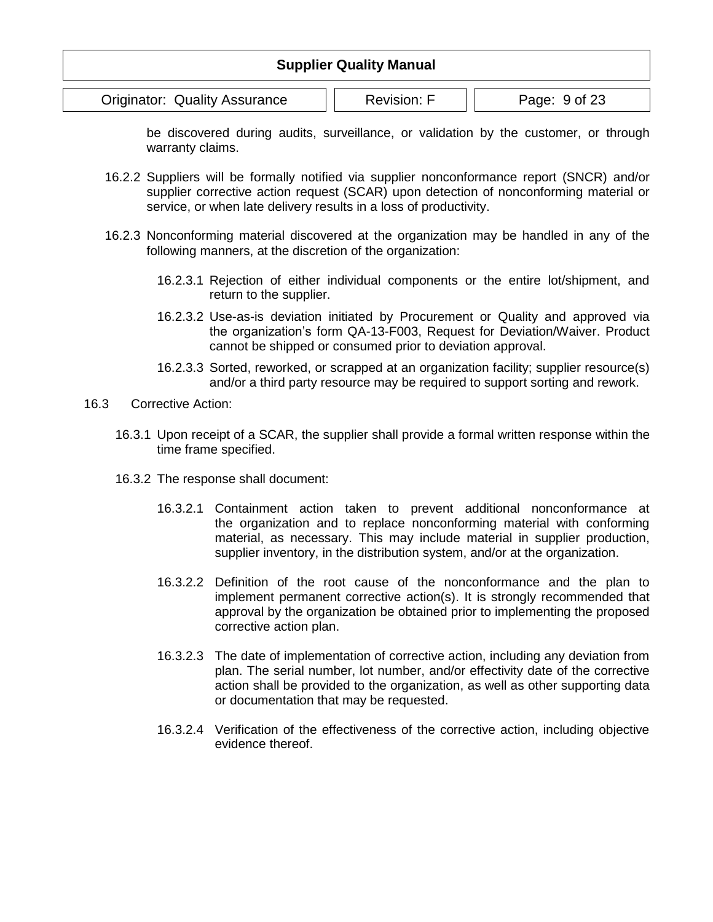be discovered during audits, surveillance, or validation by the customer, or through warranty claims.

16.2.2 Suppliers will be formally notified via supplier nonconformance report (SNCR) and/or supplier corrective action request (SCAR) upon detection of nonconforming material or service, or when late delivery results in a loss of productivity.

16.2.3 Nonconforming material discovered at the organization may be handled in any of the following manners, at the discretion of the organization:

16.2.3.1 Rejection of either individual components or the entire lot/shipment, and return to the supplier.

16.2.3.2 Use-as-is deviation initiated by Procurement or Quality and approved via the organization's form QA-13-F003, Request for Deviation/Waiver. Product cannot be shipped or consumed prior to deviation approval.

16.2.3.3 Sorted, reworked, or scrapped at an organization facility; supplier resource(s) and/or a third party resource may be required to support sorting and rework.

16.3 Corrective Action:

16.3.1 Upon receipt of a SCAR, the supplier shall provide a formal written response within the time frame specified.

16.3.2 The response shall document:

16.3.2.1 Containment action taken to prevent additional nonconformance at the organization and to replace nonconforming material with conforming material, as necessary. This may include material in supplier production, supplier inventory, in the distribution system, and/or at the organization.

16.3.2.2 Definition of the root cause of the nonconformance and the plan to implement permanent corrective action(s). It is strongly recommended that approval by the organization be obtained prior to implementing the proposed corrective action plan.

16.3.2.3 The date of implementation of corrective action, including any deviation from plan. The serial number, lot number, and/or effectivity date of the corrective action shall be provided to the organization, as well as other supporting data or documentation that may be requested.

16.3.2.4 Verification of the effectiveness of the corrective action, including objective evidence thereof.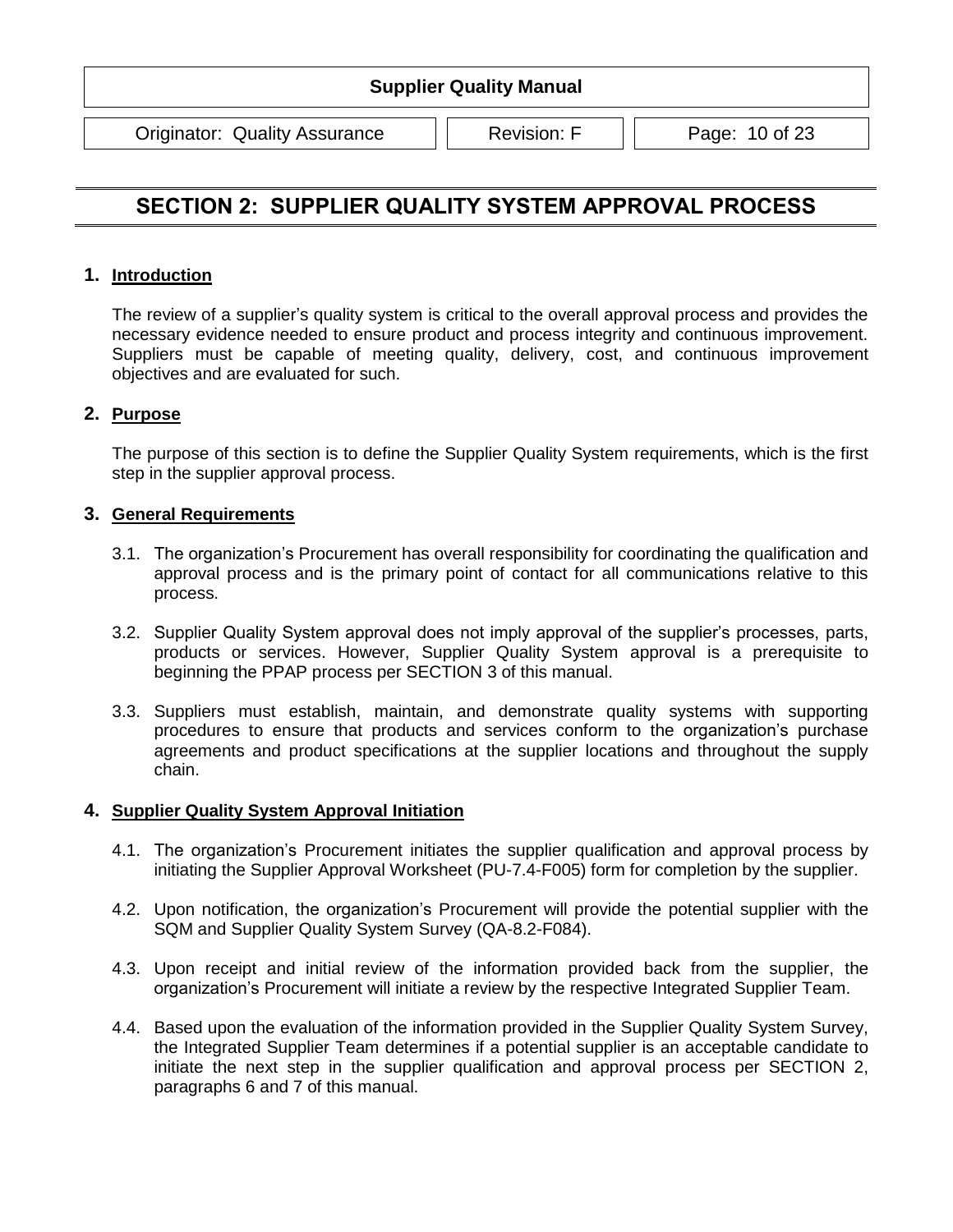# SECTION 2: SUPPLIER QUALITY SYSTEM APPROVAL PROCESS

## 1. Introduction

The review of a supplier's quality system is critical to the overall approval process and provides the necessary evidence needed to ensure product and process integrity and continuous improvement. Suppliers must be capable of meeting quality, delivery, cost, and continuous improvement objectives and are evaluated for such.

## 2. Purpose

The purpose of this section is to define the Supplier Quality System requirements, which is the first step in the supplier approval process.

## 3. General Requirements

3.1. The organization's Procurement has overall responsibility for coordinating the qualification and approval process and is the primary point of contact for all communications relative to this process.

3.2. Supplier Quality System approval does not imply approval of the supplier's processes, parts, products or services. However, Supplier Quality System approval is a prerequisite to beginning the PPAP process per SECTION 3 of this manual.

3.3. Suppliers must establish, maintain, and demonstrate quality systems with supporting procedures to ensure that products and services conform to the organization's purchase agreements and product specifications at the supplier locations and throughout the supply chain.

## 4. Supplier Quality System Approval Initiation

4.1. The organization's Procurement initiates the supplier qualification and approval process by initiating the Supplier Approval Worksheet (PU-7.4-F005) form for completion by the supplier.

4.2. Upon notification, the organization's Procurement will provide the potential supplier with the SQM and Supplier Quality System Survey (QA-8.2-F084).

4.3. Upon receipt and initial review of the information provided back from the supplier, the organization's Procurement will initiate a review by the respective Integrated Supplier Team.

4.4. Based upon the evaluation of the information provided in the Supplier Quality System Survey, the Integrated Supplier Team determines if a potential supplier is an acceptable candidate to initiate the next step in the supplier qualification and approval process per SECTION 2, paragraphs 6 and 7 of this manual.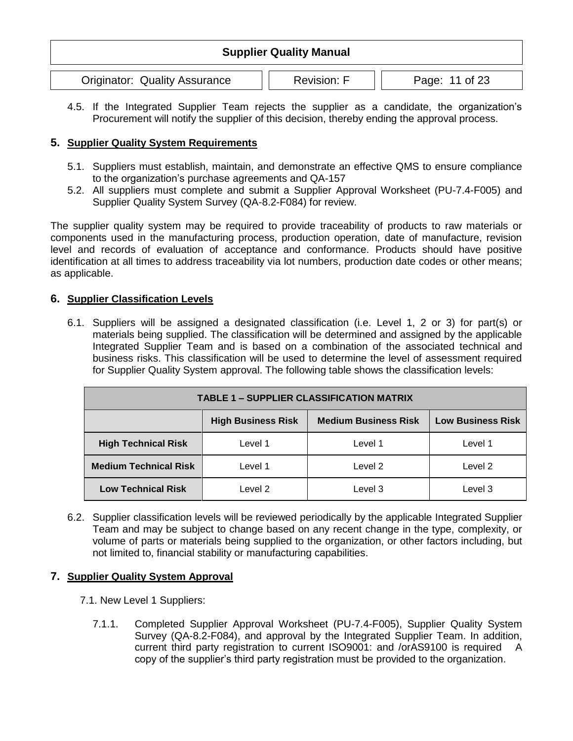4.5. If the Integrated Supplier Team rejects the supplier as a candidate, the organization's Procurement will notify the supplier of this decision, thereby ending the approval process.

## 5. Supplier Quality System Requirements

5.1. Suppliers must establish, maintain, and demonstrate an effective QMS to ensure compliance to the organization's purchase agreements and QA-157

5.2. All suppliers must complete and submit a Supplier Approval Worksheet (PU-7.4-F005) and Supplier Quality System Survey (QA-8.2-F084) for review.

The supplier quality system may be required to provide traceability of products to raw materials or components used in the manufacturing process, production operation, date of manufacture, revision level and records of evaluation of acceptance and conformance. Products should have positive identification at all times to address traceability via lot numbers, production date codes or other means; as applicable.

## 6. Supplier Classification Levels

6.1. Suppliers will be assigned a designated classification (i.e. Level 1, 2 or 3) for part(s) or materials being supplied. The classification will be determined and assigned by the applicable Integrated Supplier Team and is based on a combination of the associated technical and business risks. This classification will be used to determine the level of assessment required for Supplier Quality System approval. The following table shows the classification levels:

**TABLE 1 – SUPPLIER CLASSIFICATION MATRIX**

| | High Business Risk | Medium Business Risk | Low Business Risk |
|---|---|---|---|
| **High Technical Risk** | Level 1 | Level 1 | Level 1 |
| **Medium Technical Risk** | Level 1 | Level 2 | Level 2 |
| **Low Technical Risk** | Level 2 | Level 3 | Level 3 |

6.2. Supplier classification levels will be reviewed periodically by the applicable Integrated Supplier Team and may be subject to change based on any recent change in the type, complexity, or volume of parts or materials being supplied to the organization, or other factors including, but not limited to, financial stability or manufacturing capabilities.

## 7. Supplier Quality System Approval

7.1. New Level 1 Suppliers:

7.1.1. Completed Supplier Approval Worksheet (PU-7.4-F005), Supplier Quality System Survey (QA-8.2-F084), and approval by the Integrated Supplier Team. In addition, current third party registration to current ISO9001: and /orAS9100 is required A copy of the supplier's third party registration must be provided to the organization.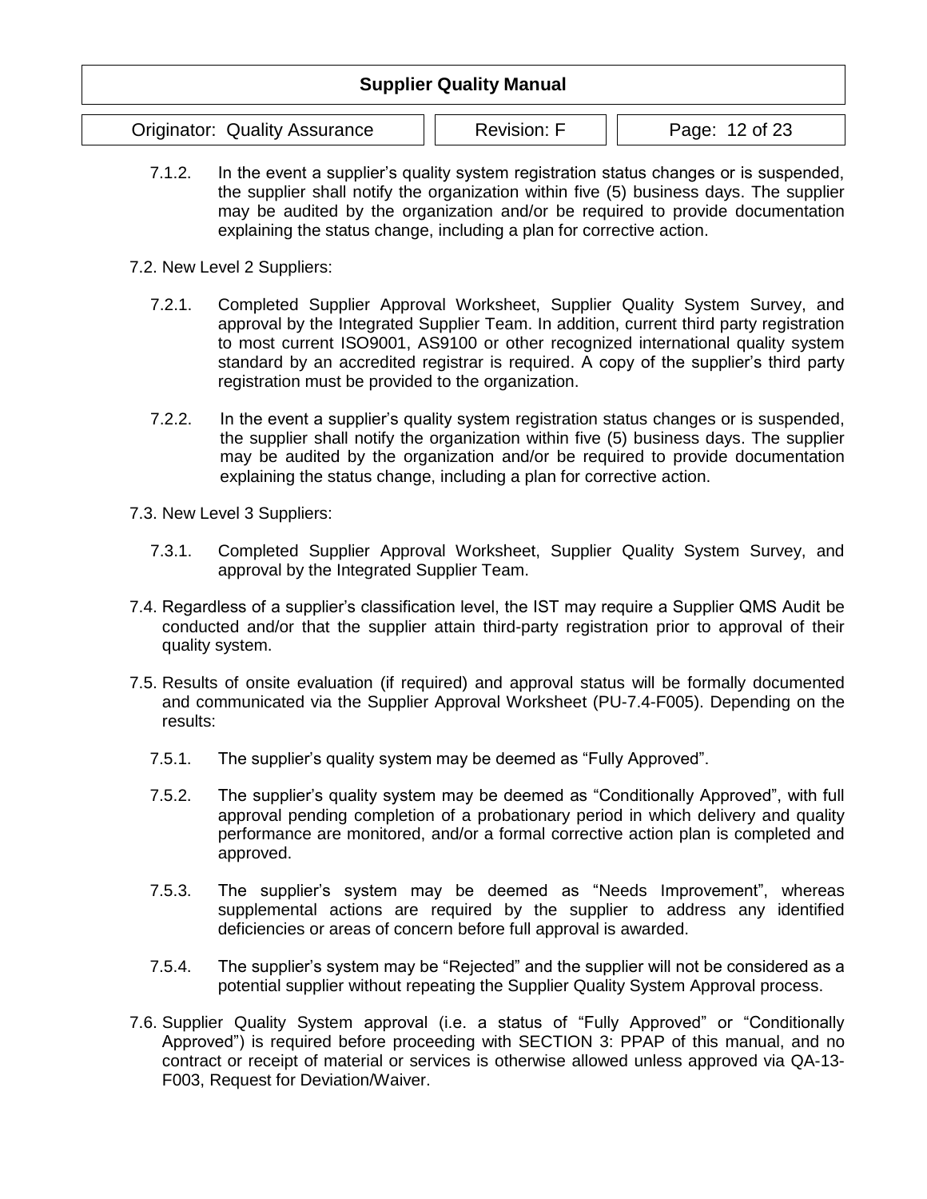7.1.2. In the event a supplier's quality system registration status changes or is suspended, the supplier shall notify the organization within five (5) business days. The supplier may be audited by the organization and/or be required to provide documentation explaining the status change, including a plan for corrective action.

7.2. New Level 2 Suppliers:

7.2.1. Completed Supplier Approval Worksheet, Supplier Quality System Survey, and approval by the Integrated Supplier Team. In addition, current third party registration to most current ISO9001, AS9100 or other recognized international quality system standard by an accredited registrar is required. A copy of the supplier's third party registration must be provided to the organization.

7.2.2. In the event a supplier's quality system registration status changes or is suspended, the supplier shall notify the organization within five (5) business days. The supplier may be audited by the organization and/or be required to provide documentation explaining the status change, including a plan for corrective action.

7.3. New Level 3 Suppliers:

7.3.1. Completed Supplier Approval Worksheet, Supplier Quality System Survey, and approval by the Integrated Supplier Team.

7.4. Regardless of a supplier's classification level, the IST may require a Supplier QMS Audit be conducted and/or that the supplier attain third-party registration prior to approval of their quality system.

7.5. Results of onsite evaluation (if required) and approval status will be formally documented and communicated via the Supplier Approval Worksheet (PU-7.4-F005). Depending on the results:

7.5.1. The supplier's quality system may be deemed as "Fully Approved".

7.5.2. The supplier's quality system may be deemed as "Conditionally Approved", with full approval pending completion of a probationary period in which delivery and quality performance are monitored, and/or a formal corrective action plan is completed and approved.

7.5.3. The supplier's system may be deemed as "Needs Improvement", whereas supplemental actions are required by the supplier to address any identified deficiencies or areas of concern before full approval is awarded.

7.5.4. The supplier's system may be "Rejected" and the supplier will not be considered as a potential supplier without repeating the Supplier Quality System Approval process.

7.6. Supplier Quality System approval (i.e. a status of "Fully Approved" or "Conditionally Approved") is required before proceeding with SECTION 3: PPAP of this manual, and no contract or receipt of material or services is otherwise allowed unless approved via QA-13-F003, Request for Deviation/Waiver.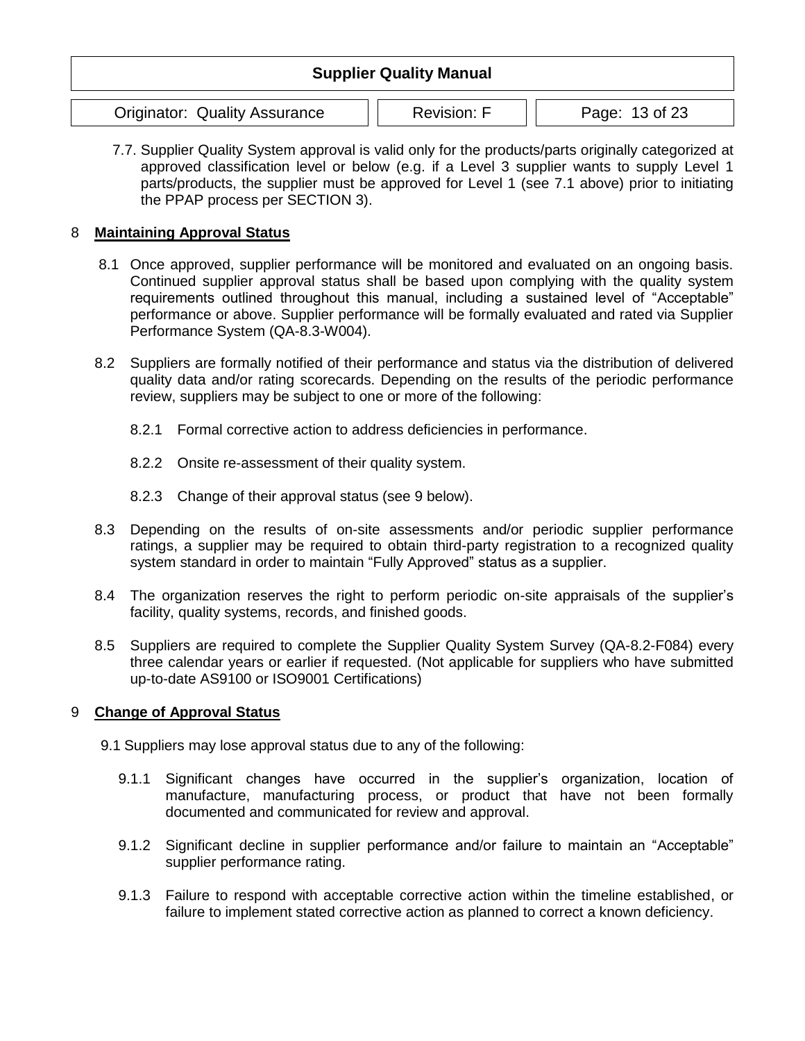7.7. Supplier Quality System approval is valid only for the products/parts originally categorized at approved classification level or below (e.g. if a Level 3 supplier wants to supply Level 1 parts/products, the supplier must be approved for Level 1 (see 7.1 above) prior to initiating the PPAP process per SECTION 3).

## 8 **Maintaining Approval Status**

8.1 Once approved, supplier performance will be monitored and evaluated on an ongoing basis. Continued supplier approval status shall be based upon complying with the quality system requirements outlined throughout this manual, including a sustained level of "Acceptable" performance or above. Supplier performance will be formally evaluated and rated via Supplier Performance System (QA-8.3-W004).

8.2 Suppliers are formally notified of their performance and status via the distribution of delivered quality data and/or rating scorecards. Depending on the results of the periodic performance review, suppliers may be subject to one or more of the following:

8.2.1 Formal corrective action to address deficiencies in performance.

8.2.2 Onsite re-assessment of their quality system.

8.2.3 Change of their approval status (see 9 below).

8.3 Depending on the results of on-site assessments and/or periodic supplier performance ratings, a supplier may be required to obtain third-party registration to a recognized quality system standard in order to maintain "Fully Approved" status as a supplier.

8.4 The organization reserves the right to perform periodic on-site appraisals of the supplier's facility, quality systems, records, and finished goods.

8.5 Suppliers are required to complete the Supplier Quality System Survey (QA-8.2-F084) every three calendar years or earlier if requested. (Not applicable for suppliers who have submitted up-to-date AS9100 or ISO9001 Certifications)

## 9 **Change of Approval Status**

9.1 Suppliers may lose approval status due to any of the following:

9.1.1 Significant changes have occurred in the supplier's organization, location of manufacture, manufacturing process, or product that have not been formally documented and communicated for review and approval.

9.1.2 Significant decline in supplier performance and/or failure to maintain an "Acceptable" supplier performance rating.

9.1.3 Failure to respond with acceptable corrective action within the timeline established, or failure to implement stated corrective action as planned to correct a known deficiency.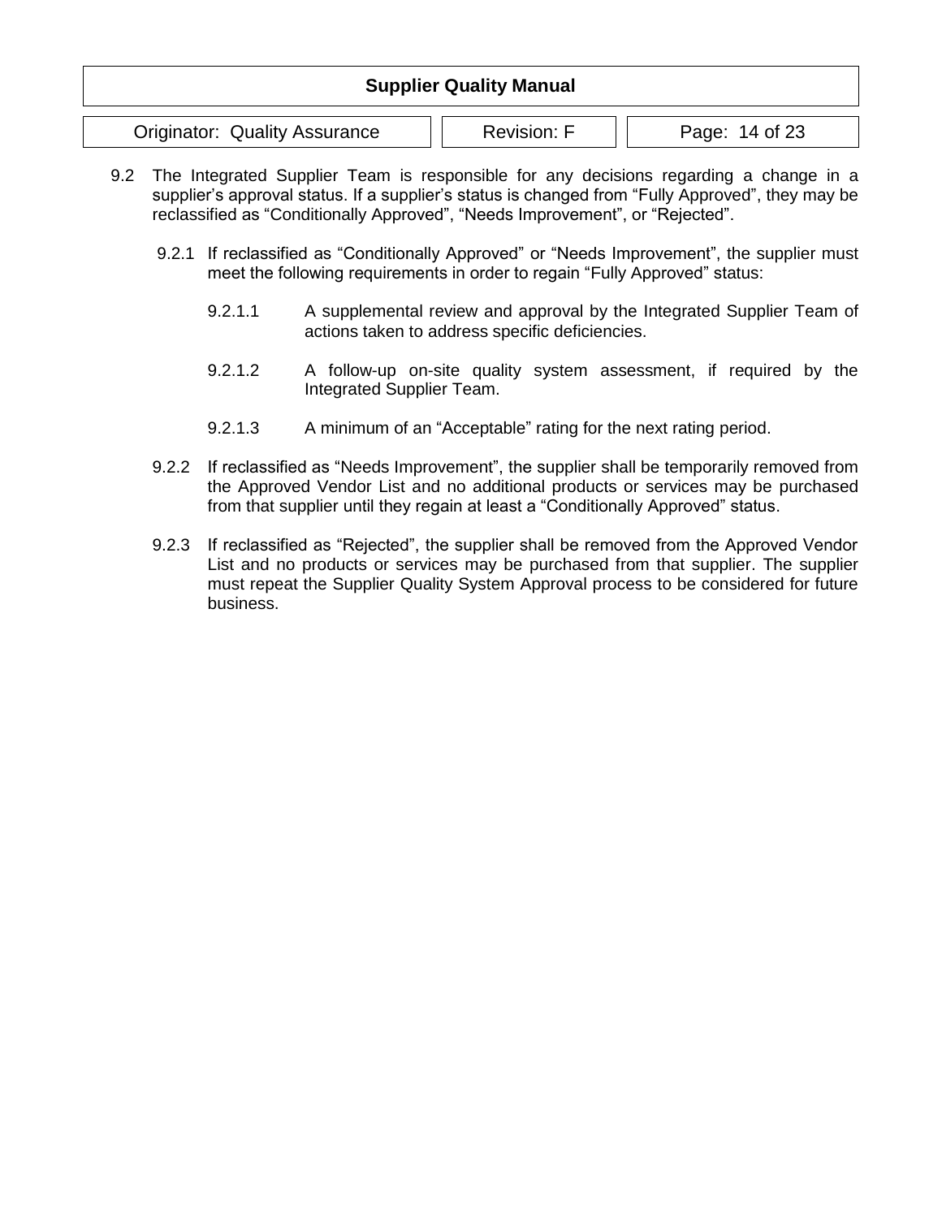9.2 The Integrated Supplier Team is responsible for any decisions regarding a change in a supplier's approval status. If a supplier's status is changed from "Fully Approved", they may be reclassified as "Conditionally Approved", "Needs Improvement", or "Rejected".

9.2.1 If reclassified as "Conditionally Approved" or "Needs Improvement", the supplier must meet the following requirements in order to regain "Fully Approved" status:

9.2.1.1 A supplemental review and approval by the Integrated Supplier Team of actions taken to address specific deficiencies.

9.2.1.2 A follow-up on-site quality system assessment, if required by the Integrated Supplier Team.

9.2.1.3 A minimum of an "Acceptable" rating for the next rating period.

9.2.2 If reclassified as "Needs Improvement", the supplier shall be temporarily removed from the Approved Vendor List and no additional products or services may be purchased from that supplier until they regain at least a "Conditionally Approved" status.

9.2.3 If reclassified as "Rejected", the supplier shall be removed from the Approved Vendor List and no products or services may be purchased from that supplier. The supplier must repeat the Supplier Quality System Approval process to be considered for future business.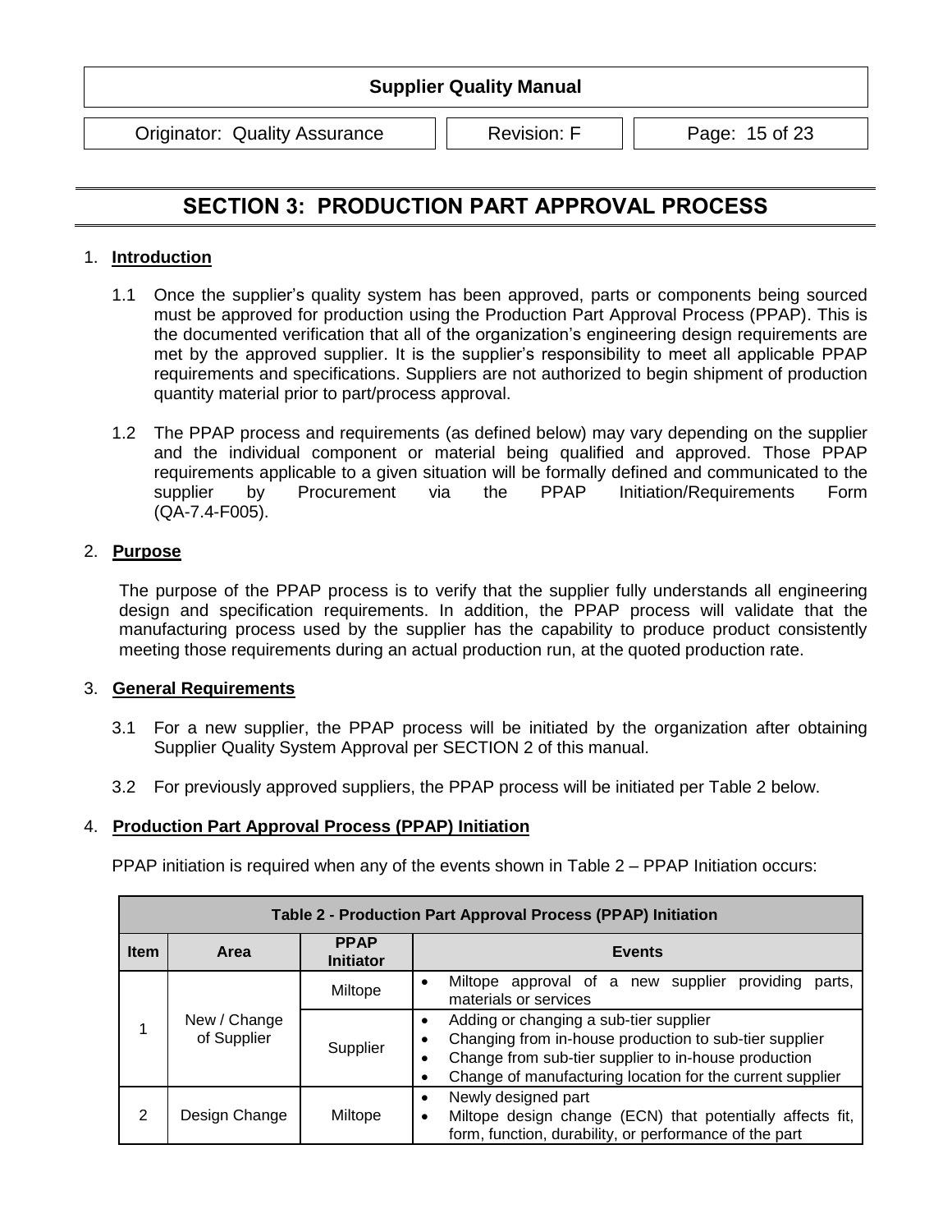# SECTION 3: PRODUCTION PART APPROVAL PROCESS

1. **Introduction**

   1.1 Once the supplier's quality system has been approved, parts or components being sourced must be approved for production using the Production Part Approval Process (PPAP). This is the documented verification that all of the organization's engineering design requirements are met by the approved supplier. It is the supplier's responsibility to meet all applicable PPAP requirements and specifications. Suppliers are not authorized to begin shipment of production quantity material prior to part/process approval.

   1.2 The PPAP process and requirements (as defined below) may vary depending on the supplier and the individual component or material being qualified and approved. Those PPAP requirements applicable to a given situation will be formally defined and communicated to the supplier by Procurement via the PPAP Initiation/Requirements Form (QA-7.4-F005).

2. **Purpose**

   The purpose of the PPAP process is to verify that the supplier fully understands all engineering design and specification requirements. In addition, the PPAP process will validate that the manufacturing process used by the supplier has the capability to produce product consistently meeting those requirements during an actual production run, at the quoted production rate.

3. **General Requirements**

   3.1 For a new supplier, the PPAP process will be initiated by the organization after obtaining Supplier Quality System Approval per SECTION 2 of this manual.

   3.2 For previously approved suppliers, the PPAP process will be initiated per Table 2 below.

4. **Production Part Approval Process (PPAP) Initiation**

   PPAP initiation is required when any of the events shown in Table 2 – PPAP Initiation occurs:

| Table 2 - Production Part Approval Process (PPAP) Initiation | | | |
|---|---|---|---|
| **Item** | **Area** | **PPAP Initiator** | **Events** |
| 1 | New / Change of Supplier | Miltope | • Miltope approval of a new supplier providing parts, materials or services |
| | | Supplier | • Adding or changing a sub-tier supplier<br>• Changing from in-house production to sub-tier supplier<br>• Change from sub-tier supplier to in-house production<br>• Change of manufacturing location for the current supplier |
| 2 | Design Change | Miltope | • Newly designed part<br>• Miltope design change (ECN) that potentially affects fit, form, function, durability, or performance of the part |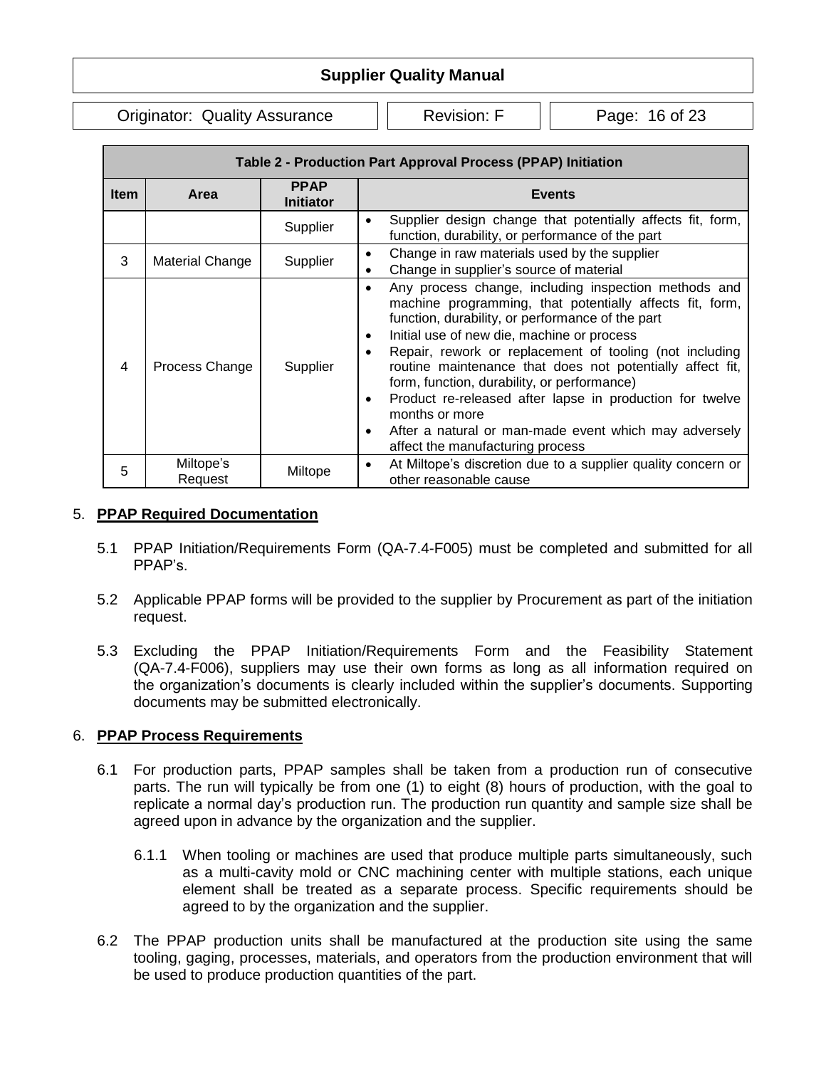| Table 2 - Production Part Approval Process (PPAP) Initiation | | | |
|---|---|---|---|
| **Item** | **Area** | **PPAP Initiator** | **Events** |
| | | Supplier | • Supplier design change that potentially affects fit, form, function, durability, or performance of the part |
| 3 | Material Change | Supplier | • Change in raw materials used by the supplier<br>• Change in supplier's source of material |
| 4 | Process Change | Supplier | • Any process change, including inspection methods and machine programming, that potentially affects fit, form, function, durability, or performance of the part<br>• Initial use of new die, machine or process<br>• Repair, rework or replacement of tooling (not including routine maintenance that does not potentially affect fit, form, function, durability, or performance)<br>• Product re-released after lapse in production for twelve months or more<br>• After a natural or man-made event which may adversely affect the manufacturing process |
| 5 | Miltope's Request | Miltope | • At Miltope's discretion due to a supplier quality concern or other reasonable cause |

## 5. **PPAP Required Documentation**

5.1 PPAP Initiation/Requirements Form (QA-7.4-F005) must be completed and submitted for all PPAP's.

5.2 Applicable PPAP forms will be provided to the supplier by Procurement as part of the initiation request.

5.3 Excluding the PPAP Initiation/Requirements Form and the Feasibility Statement (QA-7.4-F006), suppliers may use their own forms as long as all information required on the organization's documents is clearly included within the supplier's documents. Supporting documents may be submitted electronically.

## 6. **PPAP Process Requirements**

6.1 For production parts, PPAP samples shall be taken from a production run of consecutive parts. The run will typically be from one (1) to eight (8) hours of production, with the goal to replicate a normal day's production run. The production run quantity and sample size shall be agreed upon in advance by the organization and the supplier.

6.1.1 When tooling or machines are used that produce multiple parts simultaneously, such as a multi-cavity mold or CNC machining center with multiple stations, each unique element shall be treated as a separate process. Specific requirements should be agreed to by the organization and the supplier.

6.2 The PPAP production units shall be manufactured at the production site using the same tooling, gaging, processes, materials, and operators from the production environment that will be used to produce production quantities of the part.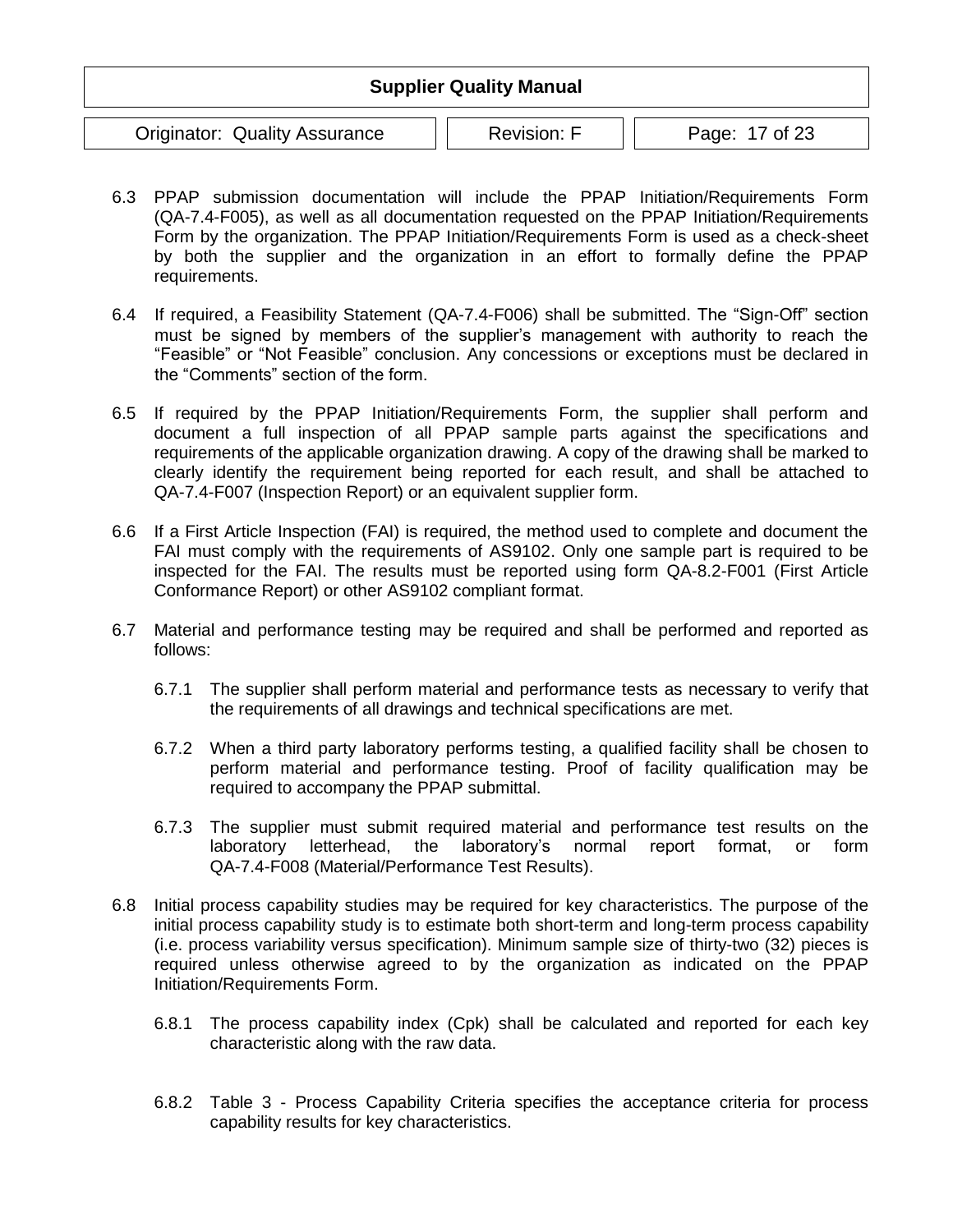6.3 PPAP submission documentation will include the PPAP Initiation/Requirements Form (QA-7.4-F005), as well as all documentation requested on the PPAP Initiation/Requirements Form by the organization. The PPAP Initiation/Requirements Form is used as a check-sheet by both the supplier and the organization in an effort to formally define the PPAP requirements.

6.4 If required, a Feasibility Statement (QA-7.4-F006) shall be submitted. The "Sign-Off" section must be signed by members of the supplier's management with authority to reach the "Feasible" or "Not Feasible" conclusion. Any concessions or exceptions must be declared in the "Comments" section of the form.

6.5 If required by the PPAP Initiation/Requirements Form, the supplier shall perform and document a full inspection of all PPAP sample parts against the specifications and requirements of the applicable organization drawing. A copy of the drawing shall be marked to clearly identify the requirement being reported for each result, and shall be attached to QA-7.4-F007 (Inspection Report) or an equivalent supplier form.

6.6 If a First Article Inspection (FAI) is required, the method used to complete and document the FAI must comply with the requirements of AS9102. Only one sample part is required to be inspected for the FAI. The results must be reported using form QA-8.2-F001 (First Article Conformance Report) or other AS9102 compliant format.

6.7 Material and performance testing may be required and shall be performed and reported as follows:

6.7.1 The supplier shall perform material and performance tests as necessary to verify that the requirements of all drawings and technical specifications are met.

6.7.2 When a third party laboratory performs testing, a qualified facility shall be chosen to perform material and performance testing. Proof of facility qualification may be required to accompany the PPAP submittal.

6.7.3 The supplier must submit required material and performance test results on the laboratory letterhead, the laboratory's normal report format, or form QA-7.4-F008 (Material/Performance Test Results).

6.8 Initial process capability studies may be required for key characteristics. The purpose of the initial process capability study is to estimate both short-term and long-term process capability (i.e. process variability versus specification). Minimum sample size of thirty-two (32) pieces is required unless otherwise agreed to by the organization as indicated on the PPAP Initiation/Requirements Form.

6.8.1 The process capability index (Cpk) shall be calculated and reported for each key characteristic along with the raw data.

6.8.2 Table 3 - Process Capability Criteria specifies the acceptance criteria for process capability results for key characteristics.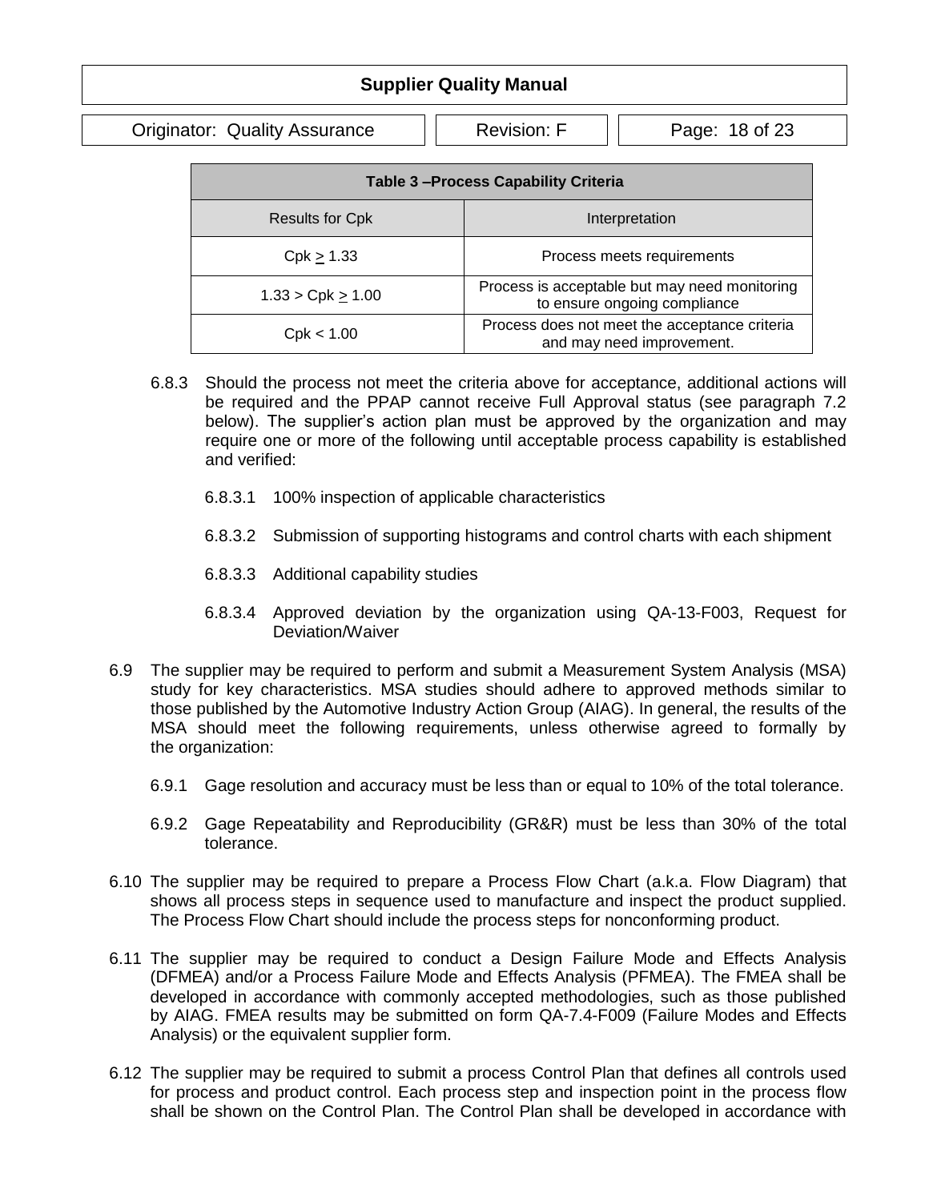| Table 3 –Process Capability Criteria | |
|---|---|
| Results for Cpk | Interpretation |
| Cpk $\geq$ 1.33 | Process meets requirements |
| 1.33 > Cpk $\geq$ 1.00 | Process is acceptable but may need monitoring to ensure ongoing compliance |
| Cpk < 1.00 | Process does not meet the acceptance criteria and may need improvement. |

6.8.3 Should the process not meet the criteria above for acceptance, additional actions will be required and the PPAP cannot receive Full Approval status (see paragraph 7.2 below). The supplier's action plan must be approved by the organization and may require one or more of the following until acceptable process capability is established and verified:

6.8.3.1 100% inspection of applicable characteristics

6.8.3.2 Submission of supporting histograms and control charts with each shipment

6.8.3.3 Additional capability studies

6.8.3.4 Approved deviation by the organization using QA-13-F003, Request for Deviation/Waiver

6.9 The supplier may be required to perform and submit a Measurement System Analysis (MSA) study for key characteristics. MSA studies should adhere to approved methods similar to those published by the Automotive Industry Action Group (AIAG). In general, the results of the MSA should meet the following requirements, unless otherwise agreed to formally by the organization:

6.9.1 Gage resolution and accuracy must be less than or equal to 10% of the total tolerance.

6.9.2 Gage Repeatability and Reproducibility (GR&R) must be less than 30% of the total tolerance.

6.10 The supplier may be required to prepare a Process Flow Chart (a.k.a. Flow Diagram) that shows all process steps in sequence used to manufacture and inspect the product supplied. The Process Flow Chart should include the process steps for nonconforming product.

6.11 The supplier may be required to conduct a Design Failure Mode and Effects Analysis (DFMEA) and/or a Process Failure Mode and Effects Analysis (PFMEA). The FMEA shall be developed in accordance with commonly accepted methodologies, such as those published by AIAG. FMEA results may be submitted on form QA-7.4-F009 (Failure Modes and Effects Analysis) or the equivalent supplier form.

6.12 The supplier may be required to submit a process Control Plan that defines all controls used for process and product control. Each process step and inspection point in the process flow shall be shown on the Control Plan. The Control Plan shall be developed in accordance with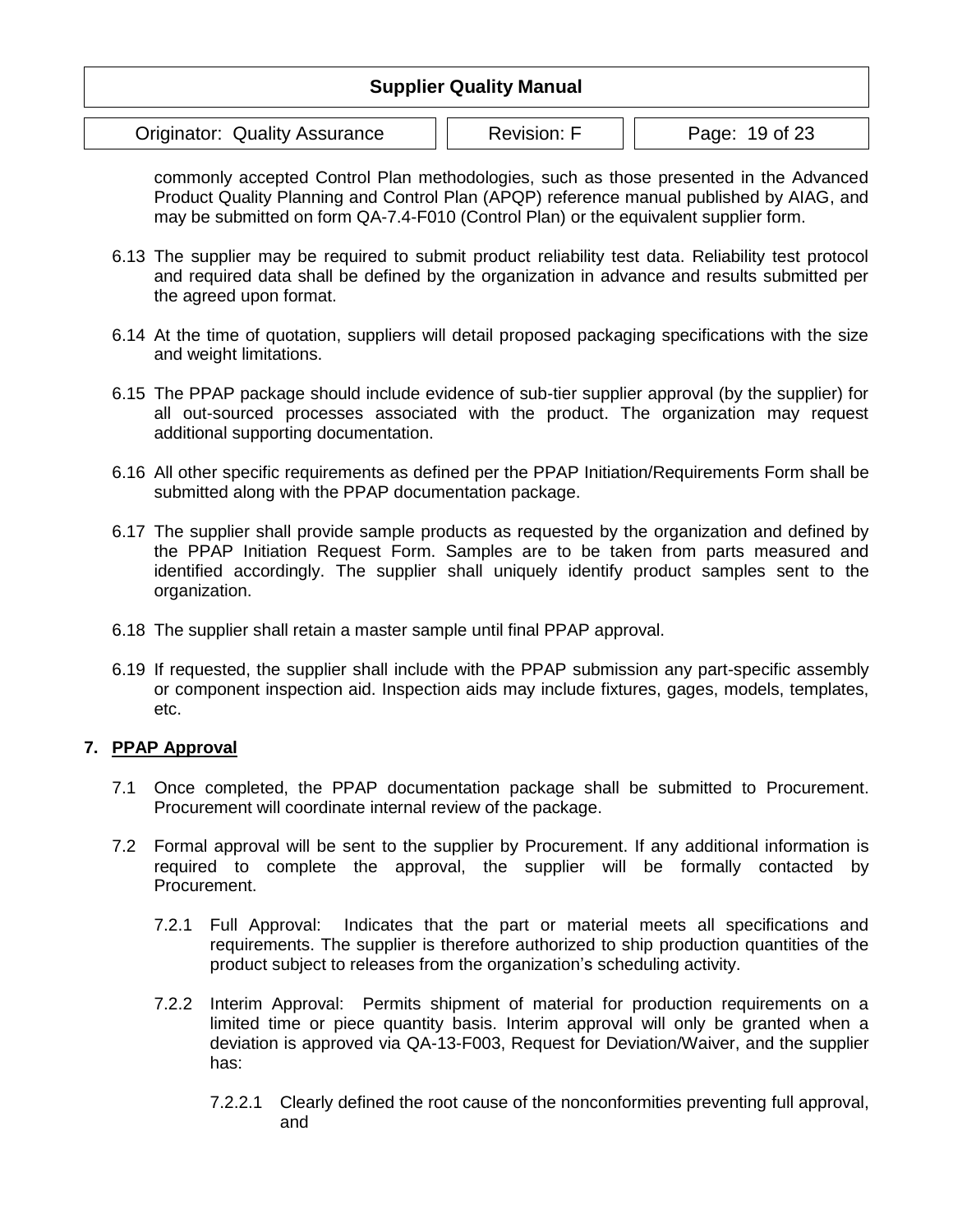commonly accepted Control Plan methodologies, such as those presented in the Advanced Product Quality Planning and Control Plan (APQP) reference manual published by AIAG, and may be submitted on form QA-7.4-F010 (Control Plan) or the equivalent supplier form.

6.13 The supplier may be required to submit product reliability test data. Reliability test protocol and required data shall be defined by the organization in advance and results submitted per the agreed upon format.

6.14 At the time of quotation, suppliers will detail proposed packaging specifications with the size and weight limitations.

6.15 The PPAP package should include evidence of sub-tier supplier approval (by the supplier) for all out-sourced processes associated with the product. The organization may request additional supporting documentation.

6.16 All other specific requirements as defined per the PPAP Initiation/Requirements Form shall be submitted along with the PPAP documentation package.

6.17 The supplier shall provide sample products as requested by the organization and defined by the PPAP Initiation Request Form. Samples are to be taken from parts measured and identified accordingly. The supplier shall uniquely identify product samples sent to the organization.

6.18 The supplier shall retain a master sample until final PPAP approval.

6.19 If requested, the supplier shall include with the PPAP submission any part-specific assembly or component inspection aid. Inspection aids may include fixtures, gages, models, templates, etc.

## 7. PPAP Approval

7.1 Once completed, the PPAP documentation package shall be submitted to Procurement. Procurement will coordinate internal review of the package.

7.2 Formal approval will be sent to the supplier by Procurement. If any additional information is required to complete the approval, the supplier will be formally contacted by Procurement.

7.2.1 Full Approval: Indicates that the part or material meets all specifications and requirements. The supplier is therefore authorized to ship production quantities of the product subject to releases from the organization's scheduling activity.

7.2.2 Interim Approval: Permits shipment of material for production requirements on a limited time or piece quantity basis. Interim approval will only be granted when a deviation is approved via QA-13-F003, Request for Deviation/Waiver, and the supplier has:

7.2.2.1 Clearly defined the root cause of the nonconformities preventing full approval, and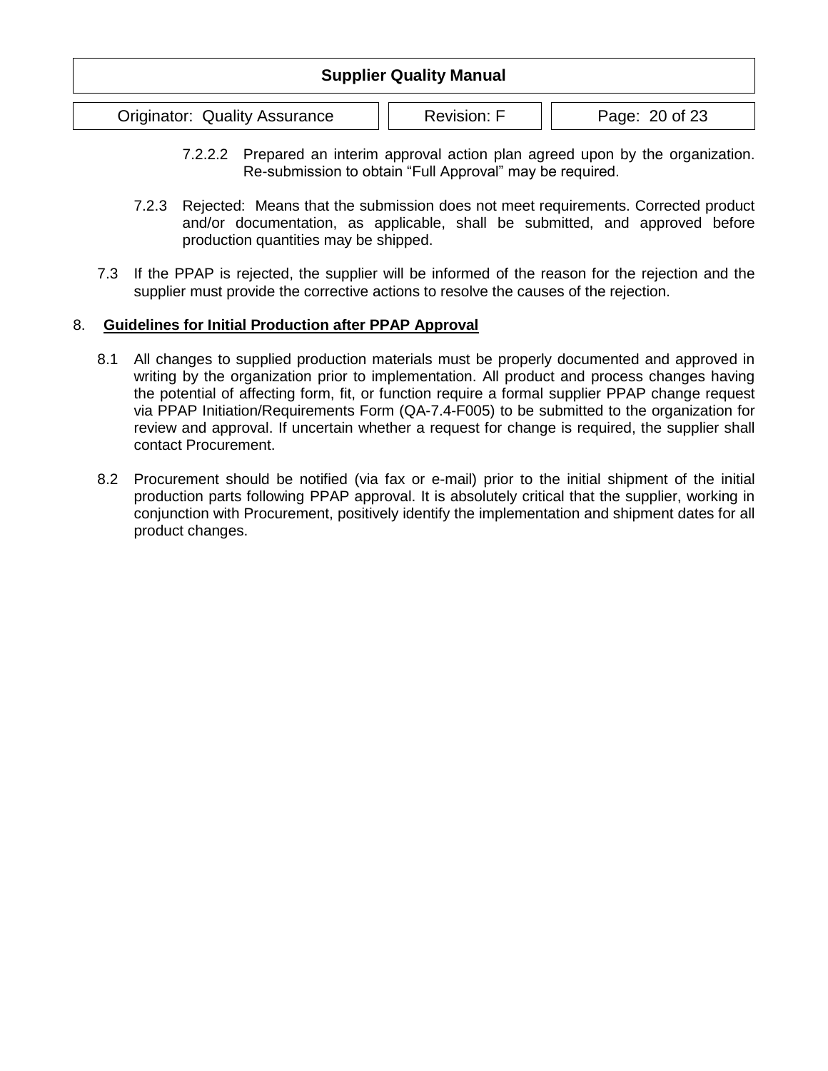7.2.2.2 Prepared an interim approval action plan agreed upon by the organization. Re-submission to obtain "Full Approval" may be required.

7.2.3 Rejected: Means that the submission does not meet requirements. Corrected product and/or documentation, as applicable, shall be submitted, and approved before production quantities may be shipped.

7.3 If the PPAP is rejected, the supplier will be informed of the reason for the rejection and the supplier must provide the corrective actions to resolve the causes of the rejection.

## 8. **Guidelines for Initial Production after PPAP Approval**

8.1 All changes to supplied production materials must be properly documented and approved in writing by the organization prior to implementation. All product and process changes having the potential of affecting form, fit, or function require a formal supplier PPAP change request via PPAP Initiation/Requirements Form (QA-7.4-F005) to be submitted to the organization for review and approval. If uncertain whether a request for change is required, the supplier shall contact Procurement.

8.2 Procurement should be notified (via fax or e-mail) prior to the initial shipment of the initial production parts following PPAP approval. It is absolutely critical that the supplier, working in conjunction with Procurement, positively identify the implementation and shipment dates for all product changes.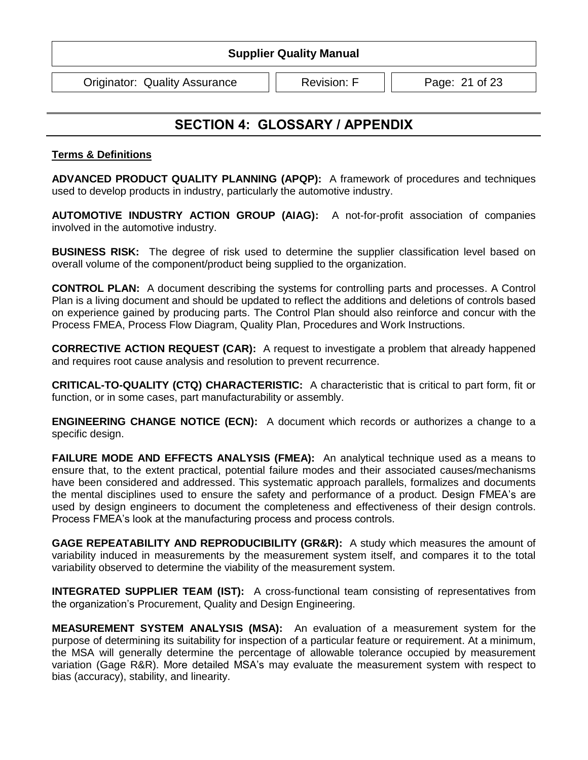# SECTION 4: GLOSSARY / APPENDIX

**Terms & Definitions**

**ADVANCED PRODUCT QUALITY PLANNING (APQP):** A framework of procedures and techniques used to develop products in industry, particularly the automotive industry.

**AUTOMOTIVE INDUSTRY ACTION GROUP (AIAG):** A not-for-profit association of companies involved in the automotive industry.

**BUSINESS RISK:** The degree of risk used to determine the supplier classification level based on overall volume of the component/product being supplied to the organization.

**CONTROL PLAN:** A document describing the systems for controlling parts and processes. A Control Plan is a living document and should be updated to reflect the additions and deletions of controls based on experience gained by producing parts. The Control Plan should also reinforce and concur with the Process FMEA, Process Flow Diagram, Quality Plan, Procedures and Work Instructions.

**CORRECTIVE ACTION REQUEST (CAR):** A request to investigate a problem that already happened and requires root cause analysis and resolution to prevent recurrence.

**CRITICAL-TO-QUALITY (CTQ) CHARACTERISTIC:** A characteristic that is critical to part form, fit or function, or in some cases, part manufacturability or assembly.

**ENGINEERING CHANGE NOTICE (ECN):** A document which records or authorizes a change to a specific design.

**FAILURE MODE AND EFFECTS ANALYSIS (FMEA):** An analytical technique used as a means to ensure that, to the extent practical, potential failure modes and their associated causes/mechanisms have been considered and addressed. This systematic approach parallels, formalizes and documents the mental disciplines used to ensure the safety and performance of a product. Design FMEA's are used by design engineers to document the completeness and effectiveness of their design controls. Process FMEA's look at the manufacturing process and process controls.

**GAGE REPEATABILITY AND REPRODUCIBILITY (GR&R):** A study which measures the amount of variability induced in measurements by the measurement system itself, and compares it to the total variability observed to determine the viability of the measurement system.

**INTEGRATED SUPPLIER TEAM (IST):** A cross-functional team consisting of representatives from the organization's Procurement, Quality and Design Engineering.

**MEASUREMENT SYSTEM ANALYSIS (MSA):** An evaluation of a measurement system for the purpose of determining its suitability for inspection of a particular feature or requirement. At a minimum, the MSA will generally determine the percentage of allowable tolerance occupied by measurement variation (Gage R&R). More detailed MSA's may evaluate the measurement system with respect to bias (accuracy), stability, and linearity.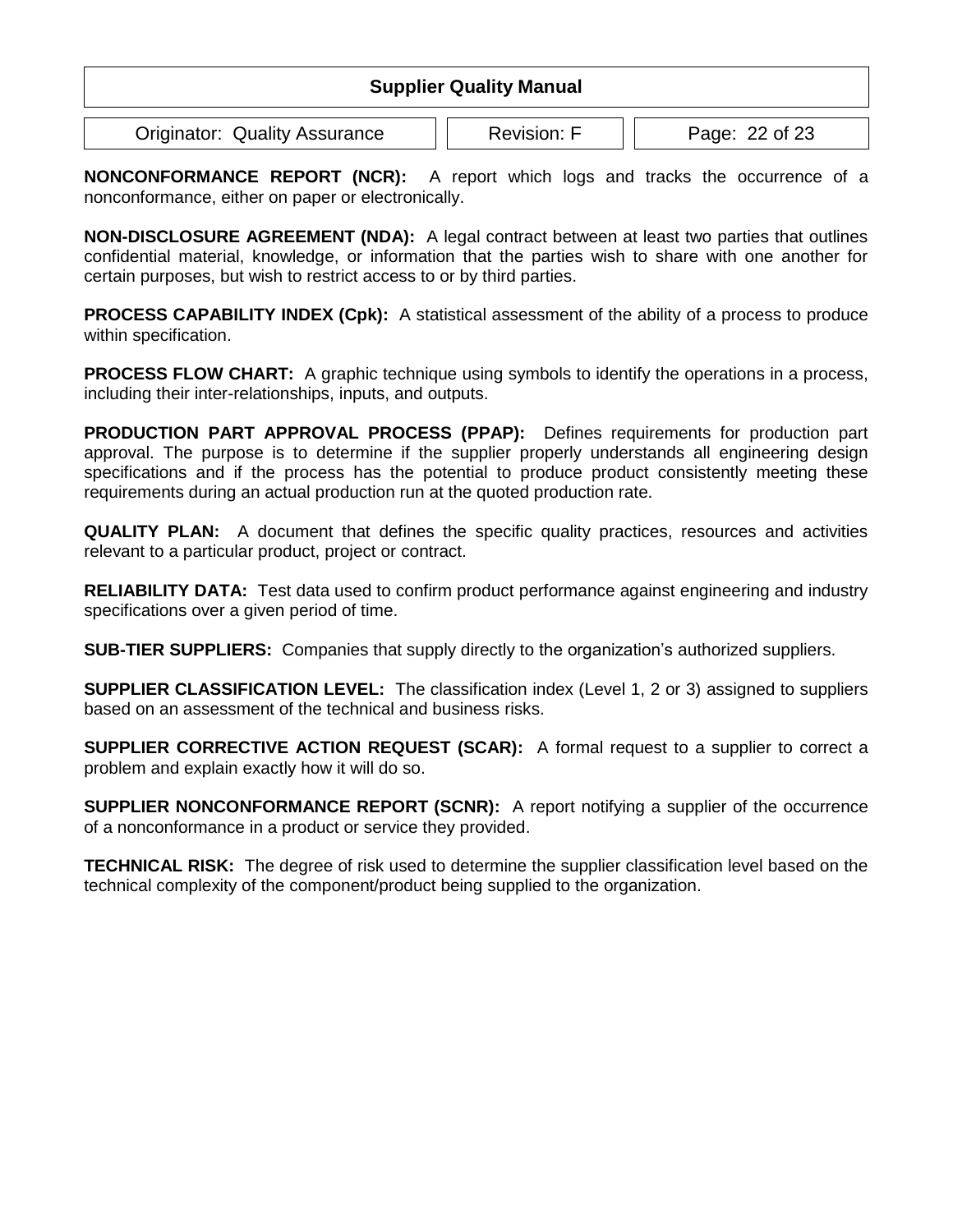**NONCONFORMANCE REPORT (NCR):** A report which logs and tracks the occurrence of a nonconformance, either on paper or electronically.

**NON-DISCLOSURE AGREEMENT (NDA):** A legal contract between at least two parties that outlines confidential material, knowledge, or information that the parties wish to share with one another for certain purposes, but wish to restrict access to or by third parties.

**PROCESS CAPABILITY INDEX (Cpk):** A statistical assessment of the ability of a process to produce within specification.

**PROCESS FLOW CHART:** A graphic technique using symbols to identify the operations in a process, including their inter-relationships, inputs, and outputs.

**PRODUCTION PART APPROVAL PROCESS (PPAP):** Defines requirements for production part approval. The purpose is to determine if the supplier properly understands all engineering design specifications and if the process has the potential to produce product consistently meeting these requirements during an actual production run at the quoted production rate.

**QUALITY PLAN:** A document that defines the specific quality practices, resources and activities relevant to a particular product, project or contract.

**RELIABILITY DATA:** Test data used to confirm product performance against engineering and industry specifications over a given period of time.

**SUB-TIER SUPPLIERS:** Companies that supply directly to the organization's authorized suppliers.

**SUPPLIER CLASSIFICATION LEVEL:** The classification index (Level 1, 2 or 3) assigned to suppliers based on an assessment of the technical and business risks.

**SUPPLIER CORRECTIVE ACTION REQUEST (SCAR):** A formal request to a supplier to correct a problem and explain exactly how it will do so.

**SUPPLIER NONCONFORMANCE REPORT (SCNR):** A report notifying a supplier of the occurrence of a nonconformance in a product or service they provided.

**TECHNICAL RISK:** The degree of risk used to determine the supplier classification level based on the technical complexity of the component/product being supplied to the organization.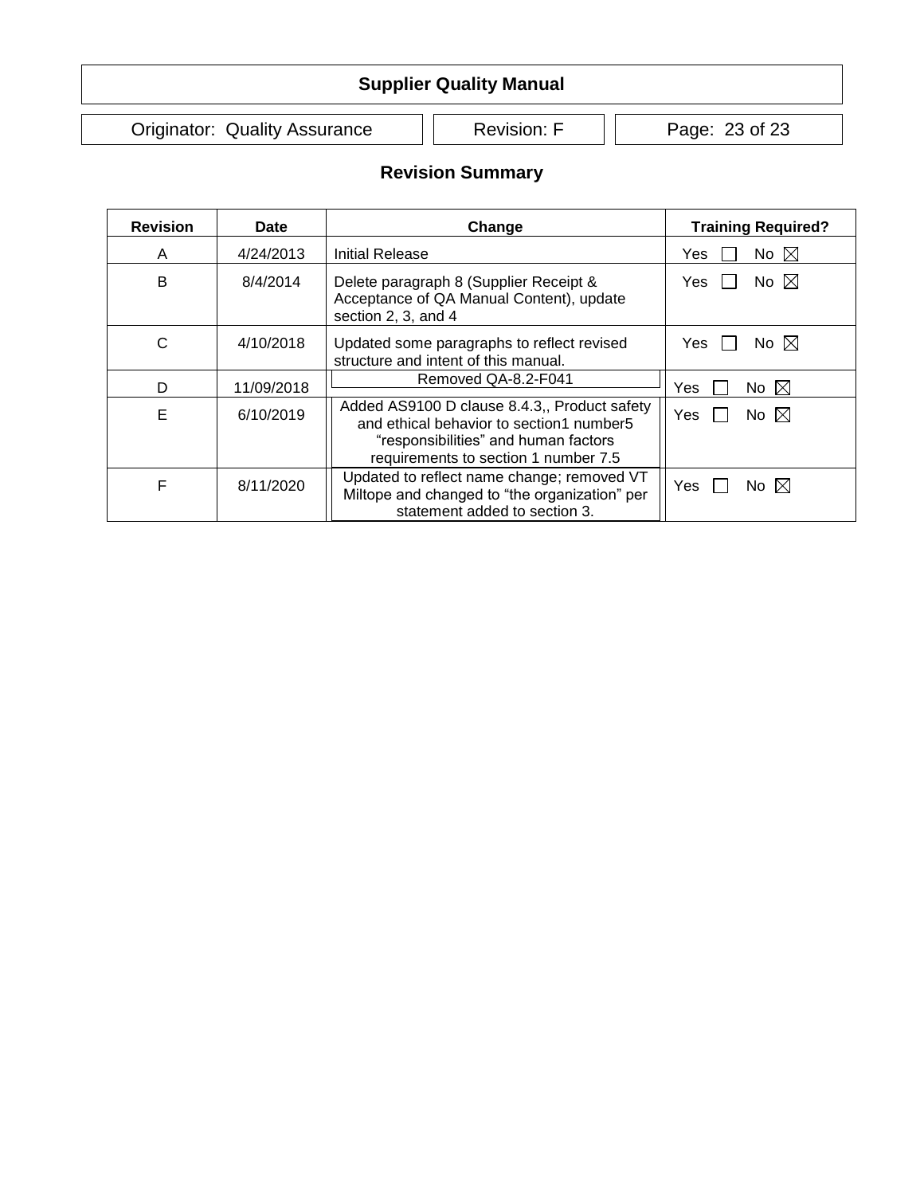## Revision Summary

| Revision | Date | Change | Training Required? |
|---|---|---|---|
| A | 4/24/2013 | Initial Release | Yes ☐ No ☒ |
| B | 8/4/2014 | Delete paragraph 8 (Supplier Receipt & Acceptance of QA Manual Content), update section 2, 3, and 4 | Yes ☐ No ☒ |
| C | 4/10/2018 | Updated some paragraphs to reflect revised structure and intent of this manual. | Yes ☐ No ☒ |
| D | 11/09/2018 | Removed QA-8.2-F041 | Yes ☐ No ☒ |
| E | 6/10/2019 | Added AS9100 D clause 8.4.3,, Product safety and ethical behavior to section1 number5 “responsibilities” and human factors requirements to section 1 number 7.5 | Yes ☐ No ☒ |
| F | 8/11/2020 | Updated to reflect name change; removed VT Miltope and changed to “the organization” per statement added to section 3. | Yes ☐ No ☒ |